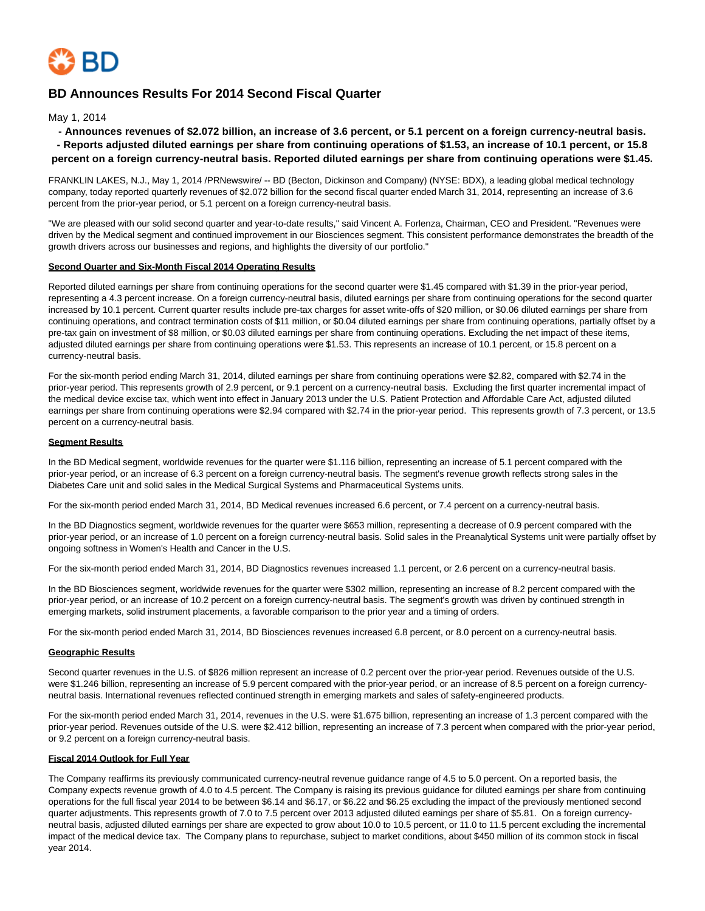BD

# BD Announces Results For 2014 Second Fiscal Quarter

May 1, 2014

**- Announces revenues of $2.072 billion, an increase of 3.6 percent, or 5.1 percent on a foreign currency-neutral basis.**
**- Reports adjusted diluted earnings per share from continuing operations of $1.53, an increase of 10.1 percent, or 15.8 percent on a foreign currency-neutral basis. Reported diluted earnings per share from continuing operations were $1.45.**

FRANKLIN LAKES, N.J., May 1, 2014 /PRNewswire/ -- BD (Becton, Dickinson and Company) (NYSE: BDX), a leading global medical technology company, today reported quarterly revenues of $2.072 billion for the second fiscal quarter ended March 31, 2014, representing an increase of 3.6 percent from the prior-year period, or 5.1 percent on a foreign currency-neutral basis.

"We are pleased with our solid second quarter and year-to-date results," said Vincent A. Forlenza, Chairman, CEO and President. "Revenues were driven by the Medical segment and continued improvement in our Biosciences segment. This consistent performance demonstrates the breadth of the growth drivers across our businesses and regions, and highlights the diversity of our portfolio."

**Second Quarter and Six-Month Fiscal 2014 Operating Results**

Reported diluted earnings per share from continuing operations for the second quarter were $1.45 compared with $1.39 in the prior-year period, representing a 4.3 percent increase. On a foreign currency-neutral basis, diluted earnings per share from continuing operations for the second quarter increased by 10.1 percent. Current quarter results include pre-tax charges for asset write-offs of $20 million, or $0.06 diluted earnings per share from continuing operations, and contract termination costs of $11 million, or $0.04 diluted earnings per share from continuing operations, partially offset by a pre-tax gain on investment of $8 million, or $0.03 diluted earnings per share from continuing operations. Excluding the net impact of these items, adjusted diluted earnings per share from continuing operations were $1.53. This represents an increase of 10.1 percent, or 15.8 percent on a currency-neutral basis.

For the six-month period ending March 31, 2014, diluted earnings per share from continuing operations were $2.82, compared with $2.74 in the prior-year period. This represents growth of 2.9 percent, or 9.1 percent on a currency-neutral basis. Excluding the first quarter incremental impact of the medical device excise tax, which went into effect in January 2013 under the U.S. Patient Protection and Affordable Care Act, adjusted diluted earnings per share from continuing operations were $2.94 compared with $2.74 in the prior-year period. This represents growth of 7.3 percent, or 13.5 percent on a currency-neutral basis.

**Segment Results**

In the BD Medical segment, worldwide revenues for the quarter were $1.116 billion, representing an increase of 5.1 percent compared with the prior-year period, or an increase of 6.3 percent on a foreign currency-neutral basis. The segment's revenue growth reflects strong sales in the Diabetes Care unit and solid sales in the Medical Surgical Systems and Pharmaceutical Systems units.

For the six-month period ended March 31, 2014, BD Medical revenues increased 6.6 percent, or 7.4 percent on a currency-neutral basis.

In the BD Diagnostics segment, worldwide revenues for the quarter were $653 million, representing a decrease of 0.9 percent compared with the prior-year period, or an increase of 1.0 percent on a foreign currency-neutral basis. Solid sales in the Preanalytical Systems unit were partially offset by ongoing softness in Women's Health and Cancer in the U.S.

For the six-month period ended March 31, 2014, BD Diagnostics revenues increased 1.1 percent, or 2.6 percent on a currency-neutral basis.

In the BD Biosciences segment, worldwide revenues for the quarter were $302 million, representing an increase of 8.2 percent compared with the prior-year period, or an increase of 10.2 percent on a foreign currency-neutral basis. The segment's growth was driven by continued strength in emerging markets, solid instrument placements, a favorable comparison to the prior year and a timing of orders.

For the six-month period ended March 31, 2014, BD Biosciences revenues increased 6.8 percent, or 8.0 percent on a currency-neutral basis.

**Geographic Results**

Second quarter revenues in the U.S. of $826 million represent an increase of 0.2 percent over the prior-year period. Revenues outside of the U.S. were $1.246 billion, representing an increase of 5.9 percent compared with the prior-year period, or an increase of 8.5 percent on a foreign currency-neutral basis. International revenues reflected continued strength in emerging markets and sales of safety-engineered products.

For the six-month period ended March 31, 2014, revenues in the U.S. were $1.675 billion, representing an increase of 1.3 percent compared with the prior-year period. Revenues outside of the U.S. were $2.412 billion, representing an increase of 7.3 percent when compared with the prior-year period, or 9.2 percent on a foreign currency-neutral basis.

**Fiscal 2014 Outlook for Full Year**

The Company reaffirms its previously communicated currency-neutral revenue guidance range of 4.5 to 5.0 percent. On a reported basis, the Company expects revenue growth of 4.0 to 4.5 percent. The Company is raising its previous guidance for diluted earnings per share from continuing operations for the full fiscal year 2014 to be between $6.14 and $6.17, or $6.22 and $6.25 excluding the impact of the previously mentioned second quarter adjustments. This represents growth of 7.0 to 7.5 percent over 2013 adjusted diluted earnings per share of $5.81. On a foreign currency-neutral basis, adjusted diluted earnings per share are expected to grow about 10.0 to 10.5 percent, or 11.0 to 11.5 percent excluding the incremental impact of the medical device tax. The Company plans to repurchase, subject to market conditions, about $450 million of its common stock in fiscal year 2014.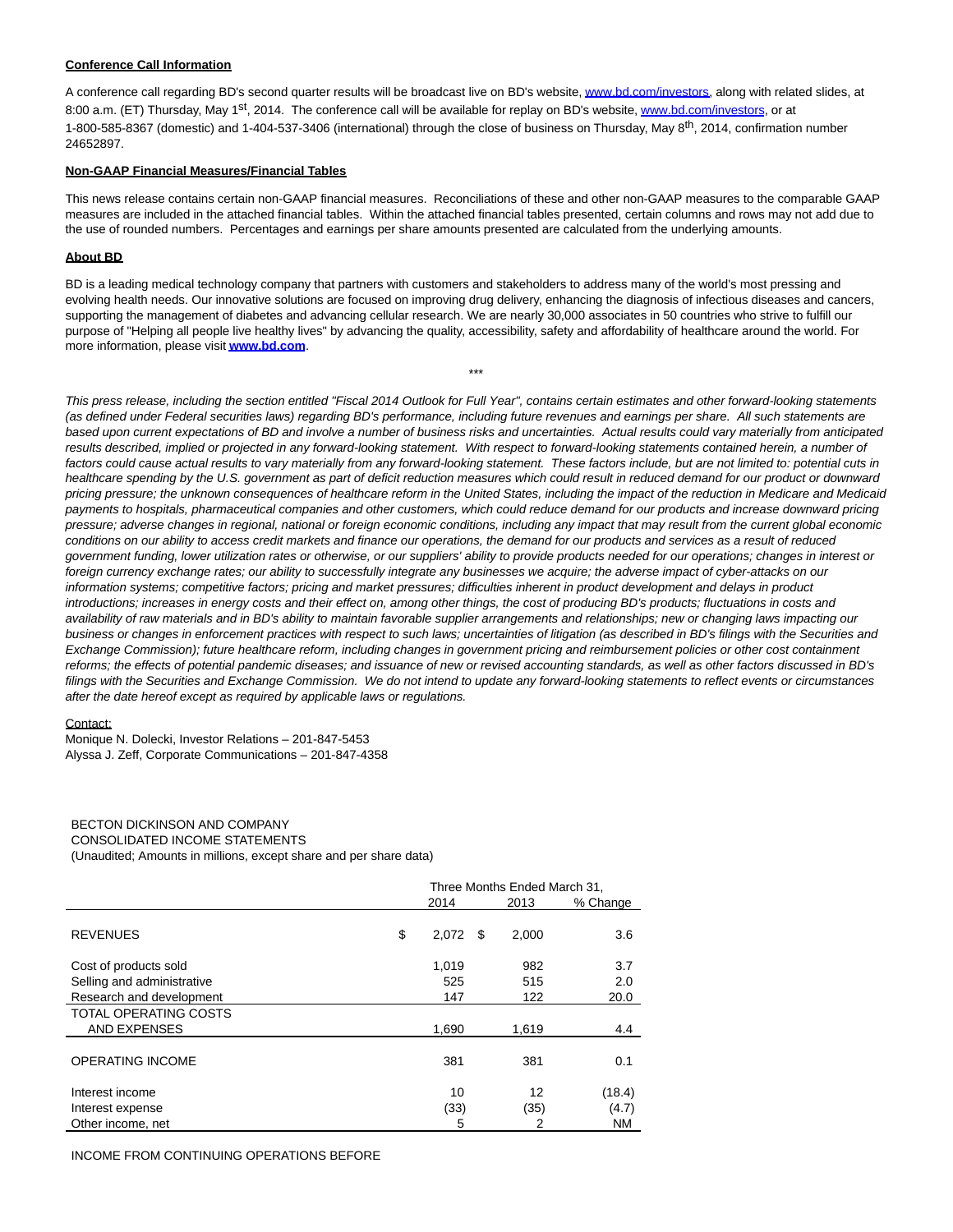**Conference Call Information**

A conference call regarding BD's second quarter results will be broadcast live on BD's website, www.bd.com/investors, along with related slides, at 8:00 a.m. (ET) Thursday, May 1st, 2014. The conference call will be available for replay on BD's website, www.bd.com/investors, or at 1-800-585-8367 (domestic) and 1-404-537-3406 (international) through the close of business on Thursday, May 8th, 2014, confirmation number 24652897.

**Non-GAAP Financial Measures/Financial Tables**

This news release contains certain non-GAAP financial measures. Reconciliations of these and other non-GAAP measures to the comparable GAAP measures are included in the attached financial tables. Within the attached financial tables presented, certain columns and rows may not add due to the use of rounded numbers. Percentages and earnings per share amounts presented are calculated from the underlying amounts.

**About BD**

BD is a leading medical technology company that partners with customers and stakeholders to address many of the world's most pressing and evolving health needs. Our innovative solutions are focused on improving drug delivery, enhancing the diagnosis of infectious diseases and cancers, supporting the management of diabetes and advancing cellular research. We are nearly 30,000 associates in 50 countries who strive to fulfill our purpose of "Helping all people live healthy lives" by advancing the quality, accessibility, safety and affordability of healthcare around the world. For more information, please visit **www.bd.com**.

***

*This press release, including the section entitled "Fiscal 2014 Outlook for Full Year", contains certain estimates and other forward-looking statements (as defined under Federal securities laws) regarding BD's performance, including future revenues and earnings per share. All such statements are based upon current expectations of BD and involve a number of business risks and uncertainties. Actual results could vary materially from anticipated results described, implied or projected in any forward-looking statement. With respect to forward-looking statements contained herein, a number of factors could cause actual results to vary materially from any forward-looking statement. These factors include, but are not limited to: potential cuts in healthcare spending by the U.S. government as part of deficit reduction measures which could result in reduced demand for our product or downward pricing pressure; the unknown consequences of healthcare reform in the United States, including the impact of the reduction in Medicare and Medicaid payments to hospitals, pharmaceutical companies and other customers, which could reduce demand for our products and increase downward pricing pressure; adverse changes in regional, national or foreign economic conditions, including any impact that may result from the current global economic conditions on our ability to access credit markets and finance our operations, the demand for our products and services as a result of reduced government funding, lower utilization rates or otherwise, or our suppliers' ability to provide products needed for our operations; changes in interest or foreign currency exchange rates; our ability to successfully integrate any businesses we acquire; the adverse impact of cyber-attacks on our information systems; competitive factors; pricing and market pressures; difficulties inherent in product development and delays in product introductions; increases in energy costs and their effect on, among other things, the cost of producing BD's products; fluctuations in costs and availability of raw materials and in BD's ability to maintain favorable supplier arrangements and relationships; new or changing laws impacting our business or changes in enforcement practices with respect to such laws; uncertainties of litigation (as described in BD's filings with the Securities and Exchange Commission); future healthcare reform, including changes in government pricing and reimbursement policies or other cost containment reforms; the effects of potential pandemic diseases; and issuance of new or revised accounting standards, as well as other factors discussed in BD's filings with the Securities and Exchange Commission. We do not intend to update any forward-looking statements to reflect events or circumstances after the date hereof except as required by applicable laws or regulations.*

Contact:
Monique N. Dolecki, Investor Relations – 201-847-5453
Alyssa J. Zeff, Corporate Communications – 201-847-4358

BECTON DICKINSON AND COMPANY
CONSOLIDATED INCOME STATEMENTS
(Unaudited; Amounts in millions, except share and per share data)

| | Three Months Ended March 31, | | |
|---|---|---|---|
| | 2014 | 2013 | % Change |
| REVENUES | $ 2,072 | $ 2,000 | 3.6 |
| Cost of products sold | 1,019 | 982 | 3.7 |
| Selling and administrative | 525 | 515 | 2.0 |
| Research and development | 147 | 122 | 20.0 |
| TOTAL OPERATING COSTS AND EXPENSES | 1,690 | 1,619 | 4.4 |
| OPERATING INCOME | 381 | 381 | 0.1 |
| Interest income | 10 | 12 | (18.4) |
| Interest expense | (33) | (35) | (4.7) |
| Other income, net | 5 | 2 | NM |

INCOME FROM CONTINUING OPERATIONS BEFORE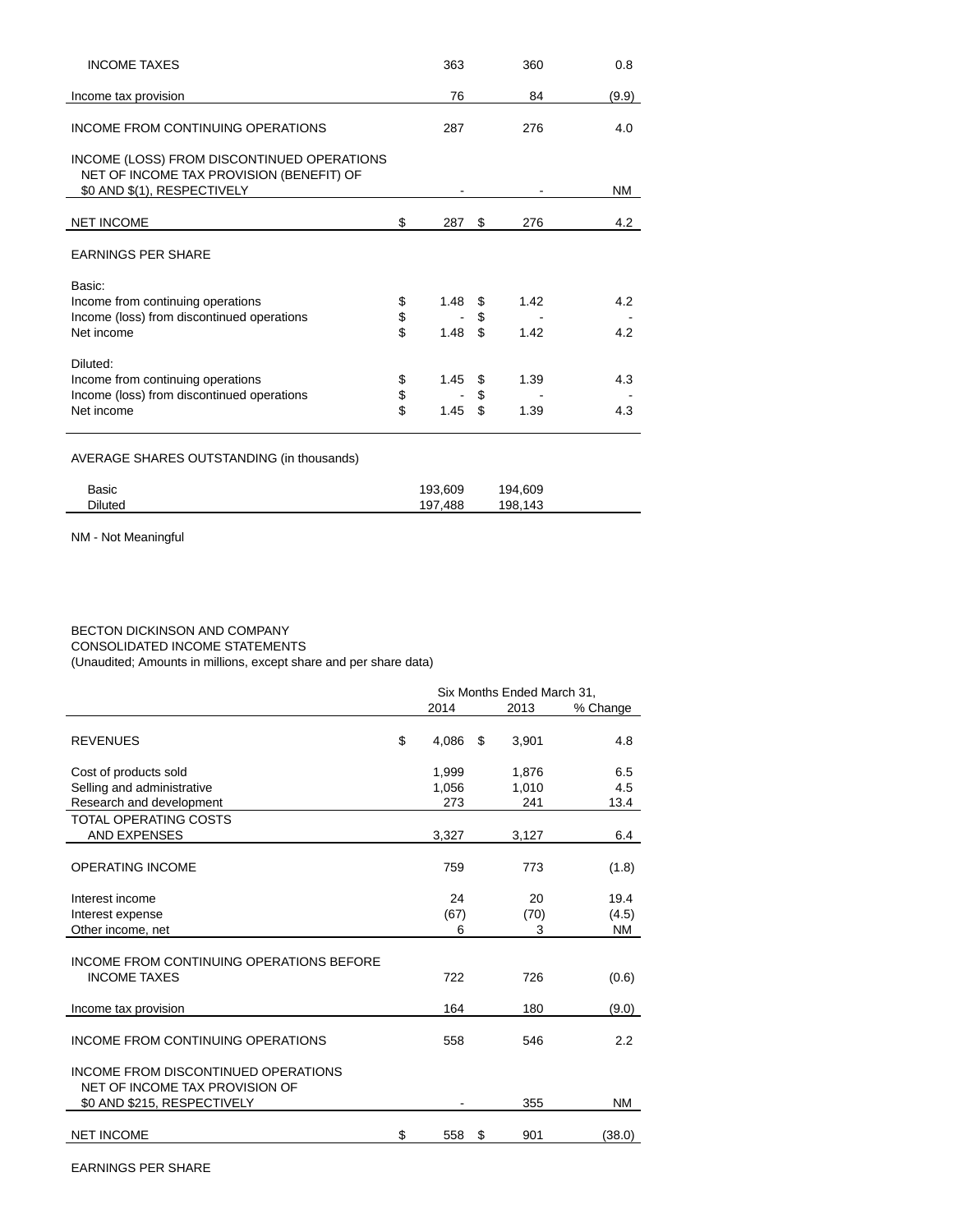| | | | |
|---|---|---|---|
| INCOME TAXES | 363 | 360 | 0.8 |
| Income tax provision | 76 | 84 | (9.9) |
| INCOME FROM CONTINUING OPERATIONS | 287 | 276 | 4.0 |
| INCOME (LOSS) FROM DISCONTINUED OPERATIONS NET OF INCOME TAX PROVISION (BENEFIT) OF $0 AND $(1), RESPECTIVELY | - | - | NM |
| NET INCOME | $ 287 | $ 276 | 4.2 |
| EARNINGS PER SHARE | | | |
| Basic: | | | |
| Income from continuing operations | $ 1.48 | $ 1.42 | 4.2 |
| Income (loss) from discontinued operations | $ - | $ - | - |
| Net income | $ 1.48 | $ 1.42 | 4.2 |
| Diluted: | | | |
| Income from continuing operations | $ 1.45 | $ 1.39 | 4.3 |
| Income (loss) from discontinued operations | $ - | $ - | - |
| Net income | $ 1.45 | $ 1.39 | 4.3 |
| AVERAGE SHARES OUTSTANDING (in thousands) | | | |
| Basic | 193,609 | 194,609 | |
| Diluted | 197,488 | 198,143 | |

NM - Not Meaningful

BECTON DICKINSON AND COMPANY
CONSOLIDATED INCOME STATEMENTS
(Unaudited; Amounts in millions, except share and per share data)

| | Six Months Ended March 31, | | |
|---|---|---|---|
| | 2014 | 2013 | % Change |
| REVENUES | $ 4,086 | $ 3,901 | 4.8 |
| Cost of products sold | 1,999 | 1,876 | 6.5 |
| Selling and administrative | 1,056 | 1,010 | 4.5 |
| Research and development | 273 | 241 | 13.4 |
| TOTAL OPERATING COSTS AND EXPENSES | 3,327 | 3,127 | 6.4 |
| OPERATING INCOME | 759 | 773 | (1.8) |
| Interest income | 24 | 20 | 19.4 |
| Interest expense | (67) | (70) | (4.5) |
| Other income, net | 6 | 3 | NM |
| INCOME FROM CONTINUING OPERATIONS BEFORE INCOME TAXES | 722 | 726 | (0.6) |
| Income tax provision | 164 | 180 | (9.0) |
| INCOME FROM CONTINUING OPERATIONS | 558 | 546 | 2.2 |
| INCOME FROM DISCONTINUED OPERATIONS NET OF INCOME TAX PROVISION OF $0 AND $215, RESPECTIVELY | - | 355 | NM |
| NET INCOME | $ 558 | $ 901 | (38.0) |

EARNINGS PER SHARE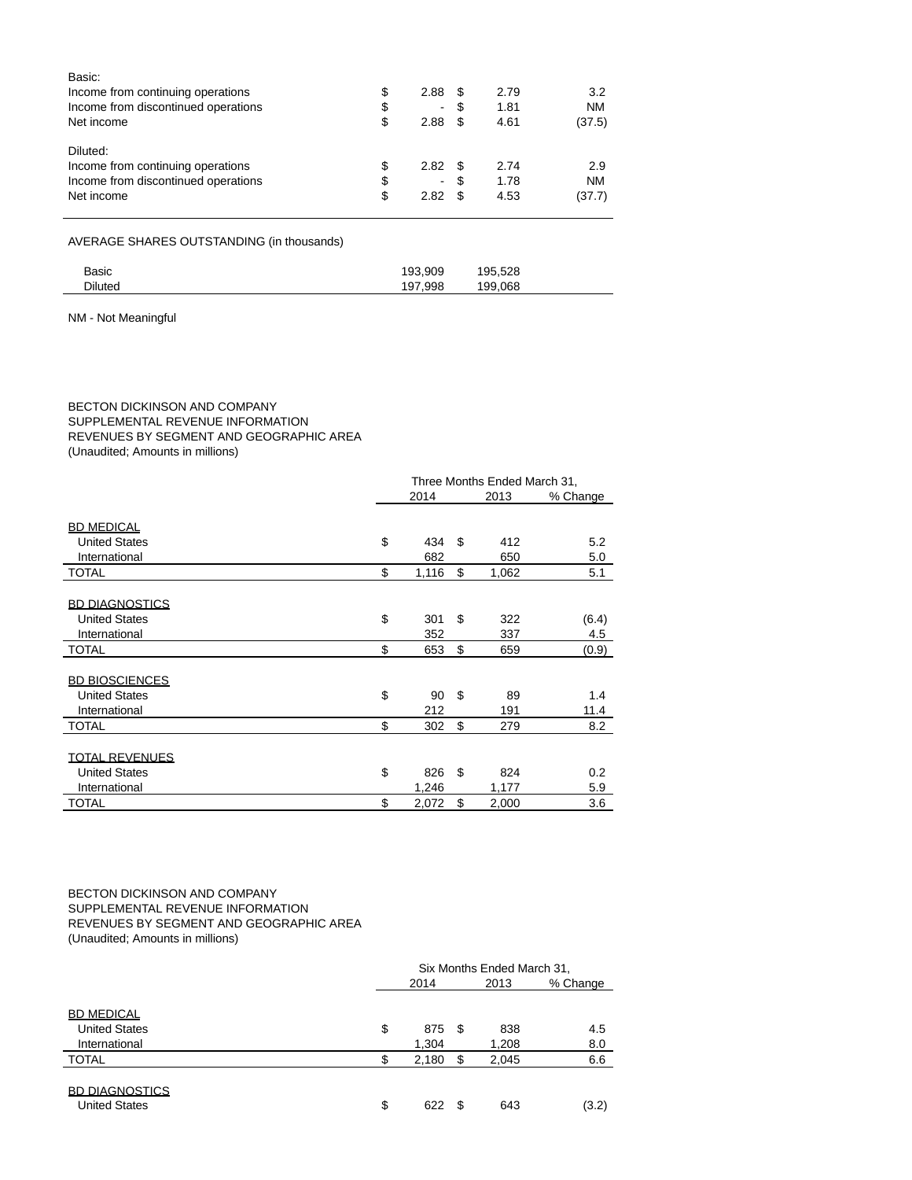| | 2014 | 2013 | % Change |
|---|---|---|---|
| Basic: | | | |
| Income from continuing operations | $ 2.88 | $ 2.79 | 3.2 |
| Income from discontinued operations | $ - | $ 1.81 | NM |
| Net income | $ 2.88 | $ 4.61 | (37.5) |
| Diluted: | | | |
| Income from continuing operations | $ 2.82 | $ 2.74 | 2.9 |
| Income from discontinued operations | $ - | $ 1.78 | NM |
| Net income | $ 2.82 | $ 4.53 | (37.7) |

AVERAGE SHARES OUTSTANDING (in thousands)

| | 2014 | 2013 |
|---|---|---|
| Basic | 193,909 | 195,528 |
| Diluted | 197,998 | 199,068 |

NM - Not Meaningful

BECTON DICKINSON AND COMPANY
SUPPLEMENTAL REVENUE INFORMATION
REVENUES BY SEGMENT AND GEOGRAPHIC AREA
(Unaudited; Amounts in millions)

| | Three Months Ended March 31, | | |
|---|---|---|---|
| | 2014 | 2013 | % Change |
| BD MEDICAL | | | |
| United States | $ 434 | $ 412 | 5.2 |
| International | 682 | 650 | 5.0 |
| TOTAL | $ 1,116 | $ 1,062 | 5.1 |
| BD DIAGNOSTICS | | | |
| United States | $ 301 | $ 322 | (6.4) |
| International | 352 | 337 | 4.5 |
| TOTAL | $ 653 | $ 659 | (0.9) |
| BD BIOSCIENCES | | | |
| United States | $ 90 | $ 89 | 1.4 |
| International | 212 | 191 | 11.4 |
| TOTAL | $ 302 | $ 279 | 8.2 |
| TOTAL REVENUES | | | |
| United States | $ 826 | $ 824 | 0.2 |
| International | 1,246 | 1,177 | 5.9 |
| TOTAL | $ 2,072 | $ 2,000 | 3.6 |

BECTON DICKINSON AND COMPANY
SUPPLEMENTAL REVENUE INFORMATION
REVENUES BY SEGMENT AND GEOGRAPHIC AREA
(Unaudited; Amounts in millions)

| | Six Months Ended March 31, | | |
|---|---|---|---|
| | 2014 | 2013 | % Change |
| BD MEDICAL | | | |
| United States | $ 875 | $ 838 | 4.5 |
| International | 1,304 | 1,208 | 8.0 |
| TOTAL | $ 2,180 | $ 2,045 | 6.6 |
| BD DIAGNOSTICS | | | |
| United States | $ 622 | $ 643 | (3.2) |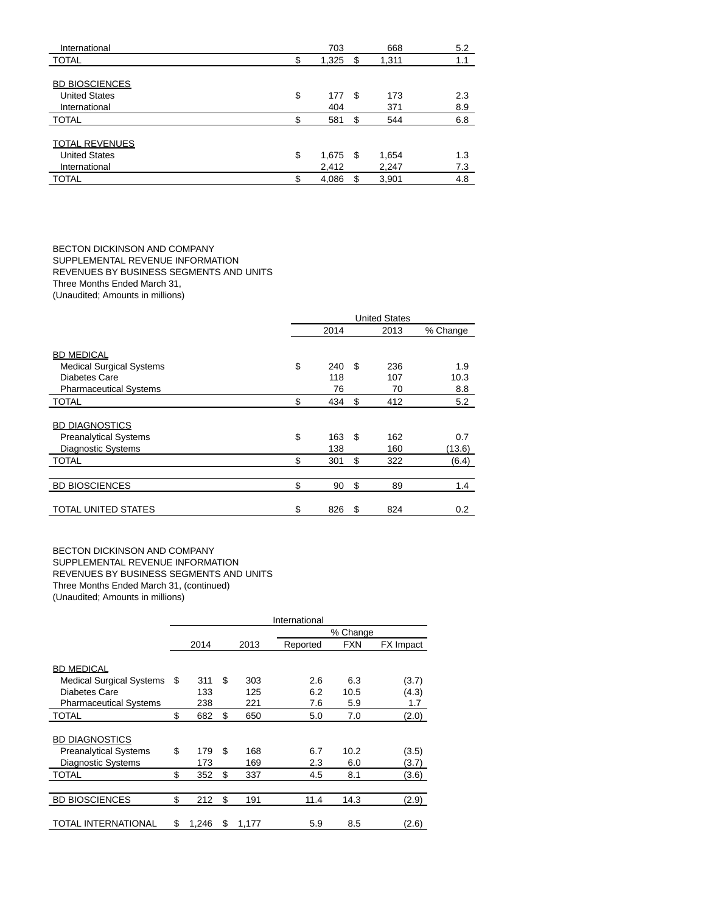| | 2014 | 2013 | % Change |
|---|---|---|---|
| International | 703 | 668 | 5.2 |
| TOTAL | $ 1,325 | $ 1,311 | 1.1 |
| | | | |
| BD BIOSCIENCES | | | |
| United States | $ 177 | $ 173 | 2.3 |
| International | 404 | 371 | 8.9 |
| TOTAL | $ 581 | $ 544 | 6.8 |
| | | | |
| TOTAL REVENUES | | | |
| United States | $ 1,675 | $ 1,654 | 1.3 |
| International | 2,412 | 2,247 | 7.3 |
| TOTAL | $ 4,086 | $ 3,901 | 4.8 |

BECTON DICKINSON AND COMPANY
SUPPLEMENTAL REVENUE INFORMATION
REVENUES BY BUSINESS SEGMENTS AND UNITS
Three Months Ended March 31,
(Unaudited; Amounts in millions)

| | United States | | |
|---|---|---|---|
| | 2014 | 2013 | % Change |
| BD MEDICAL | | | |
| Medical Surgical Systems | $ 240 | $ 236 | 1.9 |
| Diabetes Care | 118 | 107 | 10.3 |
| Pharmaceutical Systems | 76 | 70 | 8.8 |
| TOTAL | $ 434 | $ 412 | 5.2 |
| | | | |
| BD DIAGNOSTICS | | | |
| Preanalytical Systems | $ 163 | $ 162 | 0.7 |
| Diagnostic Systems | 138 | 160 | (13.6) |
| TOTAL | $ 301 | $ 322 | (6.4) |
| | | | |
| BD BIOSCIENCES | $ 90 | $ 89 | 1.4 |
| | | | |
| TOTAL UNITED STATES | $ 826 | $ 824 | 0.2 |

BECTON DICKINSON AND COMPANY
SUPPLEMENTAL REVENUE INFORMATION
REVENUES BY BUSINESS SEGMENTS AND UNITS
Three Months Ended March 31, (continued)
(Unaudited; Amounts in millions)

| | International | | | | |
|---|---|---|---|---|---|
| | | | % Change | | |
| | 2014 | 2013 | Reported | FXN | FX Impact |
| BD MEDICAL | | | | | |
| Medical Surgical Systems | $ 311 | $ 303 | 2.6 | 6.3 | (3.7) |
| Diabetes Care | 133 | 125 | 6.2 | 10.5 | (4.3) |
| Pharmaceutical Systems | 238 | 221 | 7.6 | 5.9 | 1.7 |
| TOTAL | $ 682 | $ 650 | 5.0 | 7.0 | (2.0) |
| | | | | | |
| BD DIAGNOSTICS | | | | | |
| Preanalytical Systems | $ 179 | $ 168 | 6.7 | 10.2 | (3.5) |
| Diagnostic Systems | 173 | 169 | 2.3 | 6.0 | (3.7) |
| TOTAL | $ 352 | $ 337 | 4.5 | 8.1 | (3.6) |
| | | | | | |
| BD BIOSCIENCES | $ 212 | $ 191 | 11.4 | 14.3 | (2.9) |
| | | | | | |
| TOTAL INTERNATIONAL | $ 1,246 | $ 1,177 | 5.9 | 8.5 | (2.6) |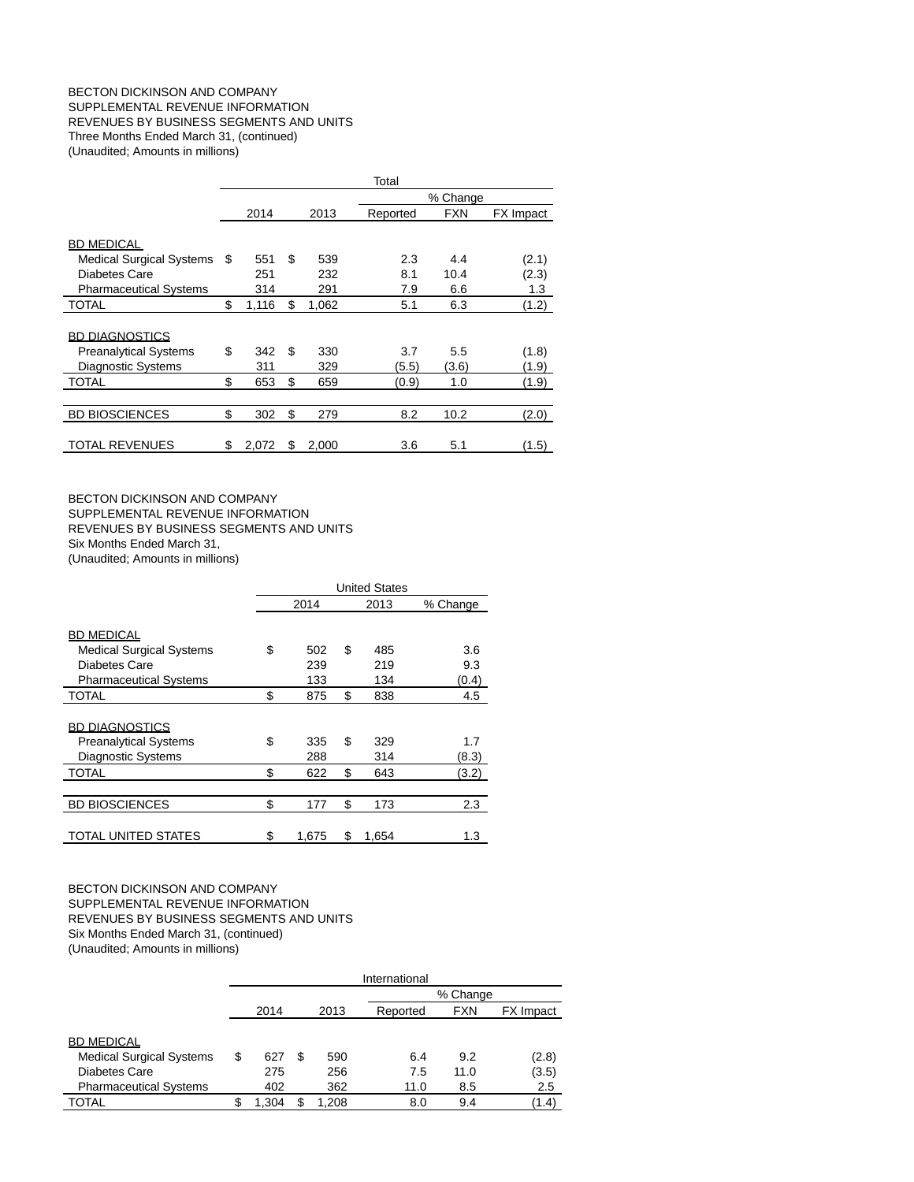BECTON DICKINSON AND COMPANY
SUPPLEMENTAL REVENUE INFORMATION
REVENUES BY BUSINESS SEGMENTS AND UNITS
Three Months Ended March 31, (continued)
(Unaudited; Amounts in millions)

| | Total | | | | |
|---|---|---|---|---|---|
| | | | % Change | | |
| | 2014 | 2013 | Reported | FXN | FX Impact |
| BD MEDICAL | | | | | |
| Medical Surgical Systems | $ 551 | $ 539 | 2.3 | 4.4 | (2.1) |
| Diabetes Care | 251 | 232 | 8.1 | 10.4 | (2.3) |
| Pharmaceutical Systems | 314 | 291 | 7.9 | 6.6 | 1.3 |
| TOTAL | $ 1,116 | $ 1,062 | 5.1 | 6.3 | (1.2) |
| BD DIAGNOSTICS | | | | | |
| Preanalytical Systems | $ 342 | $ 330 | 3.7 | 5.5 | (1.8) |
| Diagnostic Systems | 311 | 329 | (5.5) | (3.6) | (1.9) |
| TOTAL | $ 653 | $ 659 | (0.9) | 1.0 | (1.9) |
| BD BIOSCIENCES | $ 302 | $ 279 | 8.2 | 10.2 | (2.0) |
| TOTAL REVENUES | $ 2,072 | $ 2,000 | 3.6 | 5.1 | (1.5) |

BECTON DICKINSON AND COMPANY
SUPPLEMENTAL REVENUE INFORMATION
REVENUES BY BUSINESS SEGMENTS AND UNITS
Six Months Ended March 31,
(Unaudited; Amounts in millions)

| | United States | | |
|---|---|---|---|
| | 2014 | 2013 | % Change |
| BD MEDICAL | | | |
| Medical Surgical Systems | $ 502 | $ 485 | 3.6 |
| Diabetes Care | 239 | 219 | 9.3 |
| Pharmaceutical Systems | 133 | 134 | (0.4) |
| TOTAL | $ 875 | $ 838 | 4.5 |
| BD DIAGNOSTICS | | | |
| Preanalytical Systems | $ 335 | $ 329 | 1.7 |
| Diagnostic Systems | 288 | 314 | (8.3) |
| TOTAL | $ 622 | $ 643 | (3.2) |
| BD BIOSCIENCES | $ 177 | $ 173 | 2.3 |
| TOTAL UNITED STATES | $ 1,675 | $ 1,654 | 1.3 |

BECTON DICKINSON AND COMPANY
SUPPLEMENTAL REVENUE INFORMATION
REVENUES BY BUSINESS SEGMENTS AND UNITS
Six Months Ended March 31, (continued)
(Unaudited; Amounts in millions)

| | International | | | | |
|---|---|---|---|---|---|
| | | | % Change | | |
| | 2014 | 2013 | Reported | FXN | FX Impact |
| BD MEDICAL | | | | | |
| Medical Surgical Systems | $ 627 | $ 590 | 6.4 | 9.2 | (2.8) |
| Diabetes Care | 275 | 256 | 7.5 | 11.0 | (3.5) |
| Pharmaceutical Systems | 402 | 362 | 11.0 | 8.5 | 2.5 |
| TOTAL | $ 1,304 | $ 1,208 | 8.0 | 9.4 | (1.4) |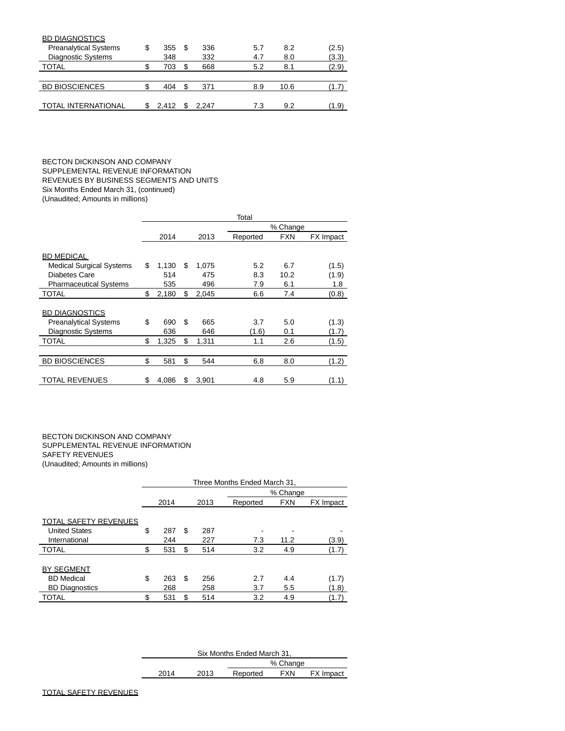| | 2014 | 2013 | Reported | FXN | FX Impact |
|---|---|---|---|---|---|
| BD DIAGNOSTICS | | | | | |
| Preanalytical Systems | $ 355 | $ 336 | 5.7 | 8.2 | (2.5) |
| Diagnostic Systems | 348 | 332 | 4.7 | 8.0 | (3.3) |
| TOTAL | $ 703 | $ 668 | 5.2 | 8.1 | (2.9) |
| | | | | | |
| BD BIOSCIENCES | $ 404 | $ 371 | 8.9 | 10.6 | (1.7) |
| | | | | | |
| TOTAL INTERNATIONAL | $ 2,412 | $ 2,247 | 7.3 | 9.2 | (1.9) |

BECTON DICKINSON AND COMPANY
SUPPLEMENTAL REVENUE INFORMATION
REVENUES BY BUSINESS SEGMENTS AND UNITS
Six Months Ended March 31, (continued)
(Unaudited; Amounts in millions)

| | Total | | | | |
|---|---|---|---|---|---|
| | | | % Change | | |
| | 2014 | 2013 | Reported | FXN | FX Impact |
| BD MEDICAL | | | | | |
| Medical Surgical Systems | $ 1,130 | $ 1,075 | 5.2 | 6.7 | (1.5) |
| Diabetes Care | 514 | 475 | 8.3 | 10.2 | (1.9) |
| Pharmaceutical Systems | 535 | 496 | 7.9 | 6.1 | 1.8 |
| TOTAL | $ 2,180 | $ 2,045 | 6.6 | 7.4 | (0.8) |
| | | | | | |
| BD DIAGNOSTICS | | | | | |
| Preanalytical Systems | $ 690 | $ 665 | 3.7 | 5.0 | (1.3) |
| Diagnostic Systems | 636 | 646 | (1.6) | 0.1 | (1.7) |
| TOTAL | $ 1,325 | $ 1,311 | 1.1 | 2.6 | (1.5) |
| | | | | | |
| BD BIOSCIENCES | $ 581 | $ 544 | 6.8 | 8.0 | (1.2) |
| | | | | | |
| TOTAL REVENUES | $ 4,086 | $ 3,901 | 4.8 | 5.9 | (1.1) |

BECTON DICKINSON AND COMPANY
SUPPLEMENTAL REVENUE INFORMATION
SAFETY REVENUES
(Unaudited; Amounts in millions)

| | Three Months Ended March 31, | | | | |
|---|---|---|---|---|---|
| | | | % Change | | |
| | 2014 | 2013 | Reported | FXN | FX Impact |
| TOTAL SAFETY REVENUES | | | | | |
| United States | $ 287 | $ 287 | - | - | - |
| International | 244 | 227 | 7.3 | 11.2 | (3.9) |
| TOTAL | $ 531 | $ 514 | 3.2 | 4.9 | (1.7) |
| | | | | | |
| BY SEGMENT | | | | | |
| BD Medical | $ 263 | $ 256 | 2.7 | 4.4 | (1.7) |
| BD Diagnostics | 268 | 258 | 3.7 | 5.5 | (1.8) |
| TOTAL | $ 531 | $ 514 | 3.2 | 4.9 | (1.7) |

| | Six Months Ended March 31, | | | | |
|---|---|---|---|---|---|
| | | | % Change | | |
| | 2014 | 2013 | Reported | FXN | FX Impact |
| TOTAL SAFETY REVENUES | | | | | |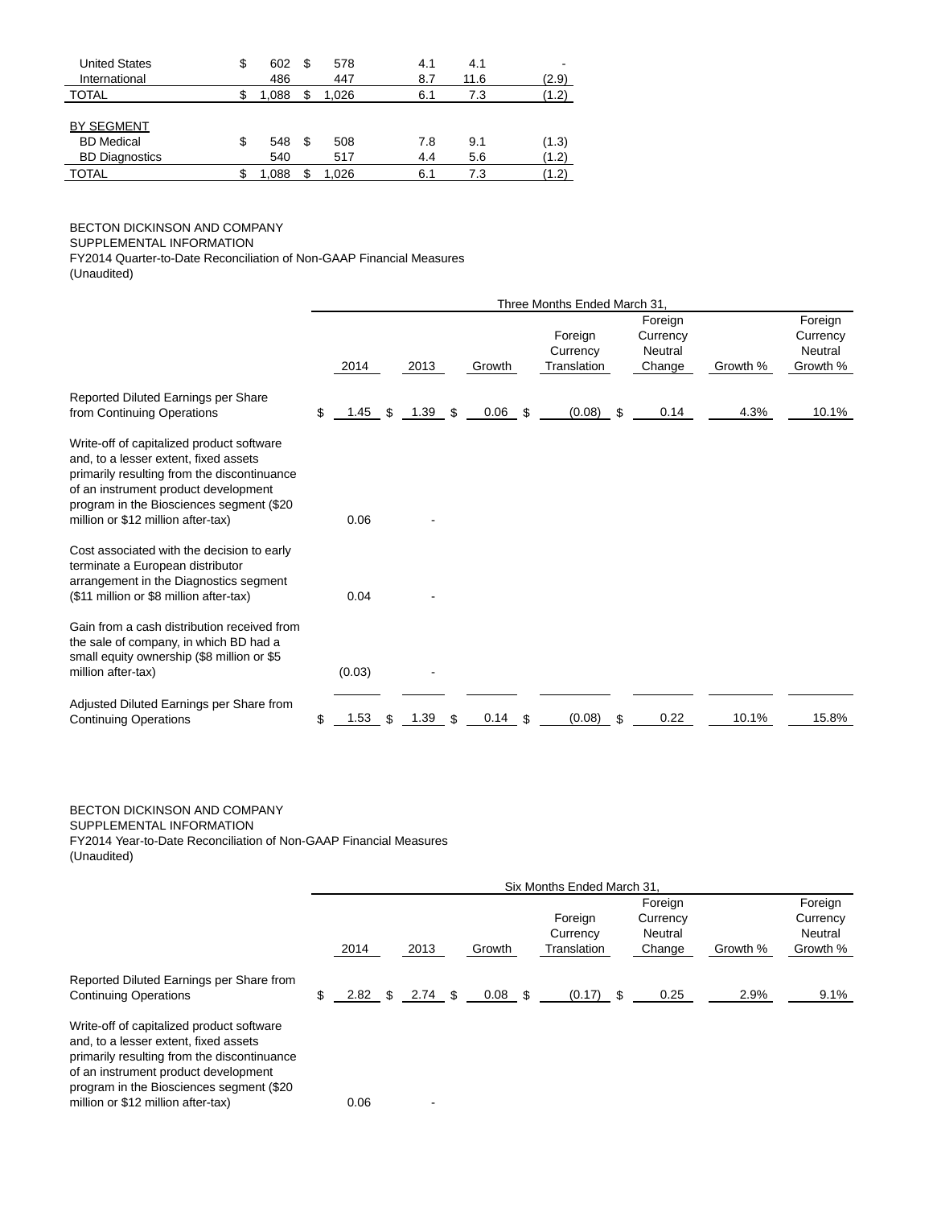| | | | | | |
|---|---|---|---|---|---|
| United States | $ 602 | $ 578 | 4.1 | 4.1 | - |
| International | 486 | 447 | 8.7 | 11.6 | (2.9) |
| TOTAL | $ 1,088 | $ 1,026 | 6.1 | 7.3 | (1.2) |
| | | | | | |
| BY SEGMENT | | | | | |
| BD Medical | $ 548 | $ 508 | 7.8 | 9.1 | (1.3) |
| BD Diagnostics | 540 | 517 | 4.4 | 5.6 | (1.2) |
| TOTAL | $ 1,088 | $ 1,026 | 6.1 | 7.3 | (1.2) |

BECTON DICKINSON AND COMPANY
SUPPLEMENTAL INFORMATION
FY2014 Quarter-to-Date Reconciliation of Non-GAAP Financial Measures
(Unaudited)

| | Three Months Ended March 31, | | | | | | |
|---|---|---|---|---|---|---|---|
| | 2014 | 2013 | Growth | Foreign Currency Translation | Foreign Currency Neutral Change | Growth % | Foreign Currency Neutral Growth % |
| Reported Diluted Earnings per Share from Continuing Operations | $ 1.45 | $ 1.39 | $ 0.06 | $ (0.08) | $ 0.14 | 4.3% | 10.1% |
| Write-off of capitalized product software and, to a lesser extent, fixed assets primarily resulting from the discontinuance of an instrument product development program in the Biosciences segment ($20 million or $12 million after-tax) | 0.06 | - | | | | | |
| Cost associated with the decision to early terminate a European distributor arrangement in the Diagnostics segment ($11 million or $8 million after-tax) | 0.04 | - | | | | | |
| Gain from a cash distribution received from the sale of company, in which BD had a small equity ownership ($8 million or $5 million after-tax) | (0.03) | - | | | | | |
| Adjusted Diluted Earnings per Share from Continuing Operations | $ 1.53 | $ 1.39 | $ 0.14 | $ (0.08) | $ 0.22 | 10.1% | 15.8% |

BECTON DICKINSON AND COMPANY
SUPPLEMENTAL INFORMATION
FY2014 Year-to-Date Reconciliation of Non-GAAP Financial Measures
(Unaudited)

| | Six Months Ended March 31, | | | | | | |
|---|---|---|---|---|---|---|---|
| | 2014 | 2013 | Growth | Foreign Currency Translation | Foreign Currency Neutral Change | Growth % | Foreign Currency Neutral Growth % |
| Reported Diluted Earnings per Share from Continuing Operations | $ 2.82 | $ 2.74 | $ 0.08 | $ (0.17) | $ 0.25 | 2.9% | 9.1% |
| Write-off of capitalized product software and, to a lesser extent, fixed assets primarily resulting from the discontinuance of an instrument product development program in the Biosciences segment ($20 million or $12 million after-tax) | 0.06 | - | | | | | |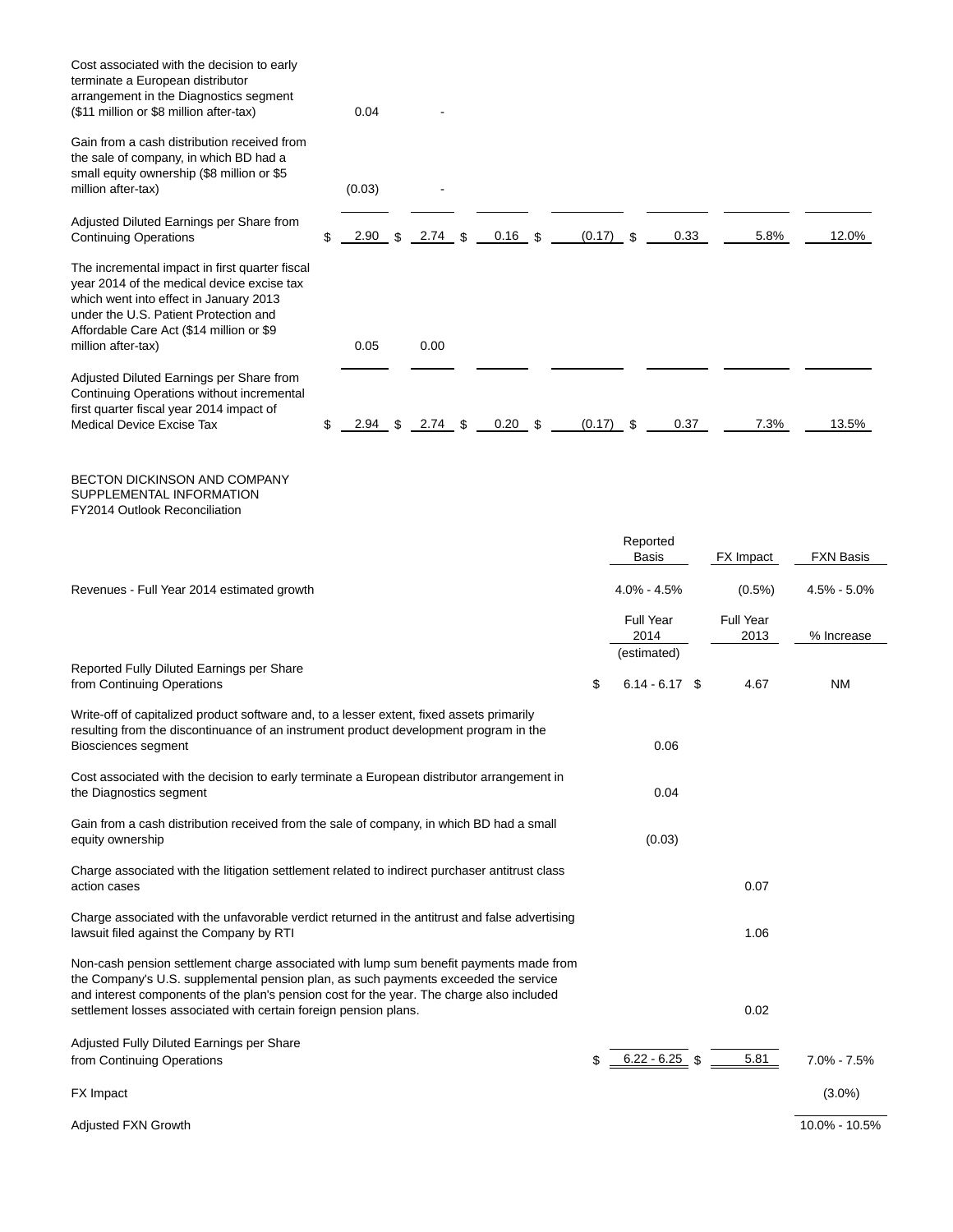| | | | | | | | |
|---|---|---|---|---|---|---|---|
| Cost associated with the decision to early terminate a European distributor arrangement in the Diagnostics segment ($11 million or $8 million after-tax) | 0.04 | - | | | | | |
| Gain from a cash distribution received from the sale of company, in which BD had a small equity ownership ($8 million or $5 million after-tax) | (0.03) | - | | | | | |
| Adjusted Diluted Earnings per Share from Continuing Operations | $ 2.90 | $ 2.74 | $ 0.16 | $ (0.17) | $ 0.33 | 5.8% | 12.0% |
| The incremental impact in first quarter fiscal year 2014 of the medical device excise tax which went into effect in January 2013 under the U.S. Patient Protection and Affordable Care Act ($14 million or $9 million after-tax) | 0.05 | 0.00 | | | | | |
| Adjusted Diluted Earnings per Share from Continuing Operations without incremental first quarter fiscal year 2014 impact of Medical Device Excise Tax | $ 2.94 | $ 2.74 | $ 0.20 | $ (0.17) | $ 0.37 | 7.3% | 13.5% |

BECTON DICKINSON AND COMPANY
SUPPLEMENTAL INFORMATION
FY2014 Outlook Reconciliation

| | Reported Basis | FX Impact | FXN Basis |
|---|---|---|---|
| Revenues - Full Year 2014 estimated growth | 4.0% - 4.5% | (0.5%) | 4.5% - 5.0% |

| | Full Year 2014 (estimated) | Full Year 2013 | % Increase |
|---|---|---|---|
| Reported Fully Diluted Earnings per Share from Continuing Operations | $ 6.14 - 6.17 | $ 4.67 | NM |
| Write-off of capitalized product software and, to a lesser extent, fixed assets primarily resulting from the discontinuance of an instrument product development program in the Biosciences segment | 0.06 | | |
| Cost associated with the decision to early terminate a European distributor arrangement in the Diagnostics segment | 0.04 | | |
| Gain from a cash distribution received from the sale of company, in which BD had a small equity ownership | (0.03) | | |
| Charge associated with the litigation settlement related to indirect purchaser antitrust class action cases | | 0.07 | |
| Charge associated with the unfavorable verdict returned in the antitrust and false advertising lawsuit filed against the Company by RTI | | 1.06 | |
| Non-cash pension settlement charge associated with lump sum benefit payments made from the Company's U.S. supplemental pension plan, as such payments exceeded the service and interest components of the plan's pension cost for the year. The charge also included settlement losses associated with certain foreign pension plans. | | 0.02 | |
| Adjusted Fully Diluted Earnings per Share from Continuing Operations | $ 6.22 - 6.25 | $ 5.81 | 7.0% - 7.5% |
| FX Impact | | | (3.0%) |
| Adjusted FXN Growth | | | 10.0% - 10.5% |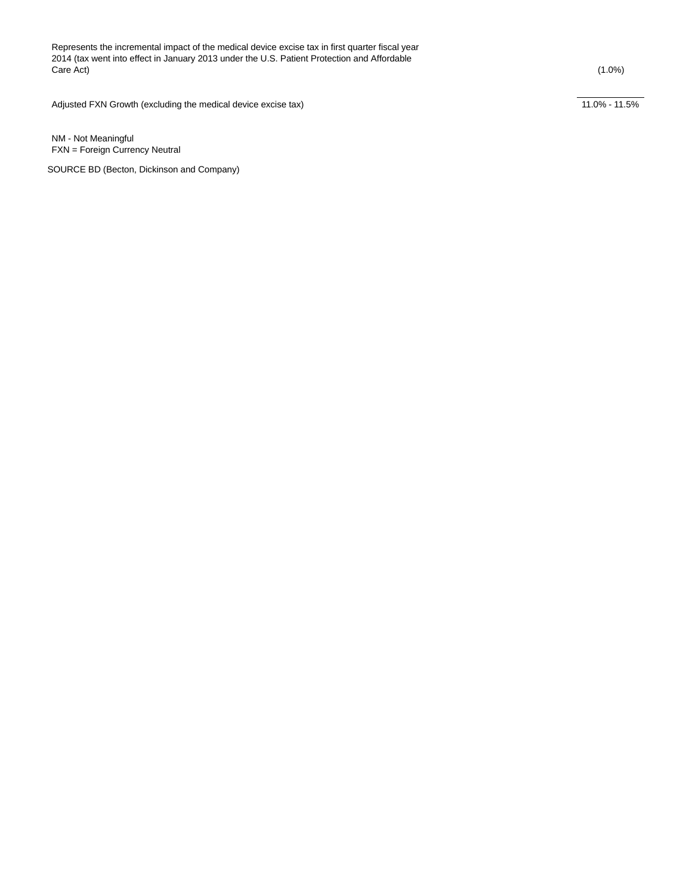| | |
|---|---|
| Represents the incremental impact of the medical device excise tax in first quarter fiscal year 2014 (tax went into effect in January 2013 under the U.S. Patient Protection and Affordable Care Act) | (1.0%) |
| Adjusted FXN Growth (excluding the medical device excise tax) | 11.0% - 11.5% |

NM - Not Meaningful
FXN = Foreign Currency Neutral

SOURCE BD (Becton, Dickinson and Company)